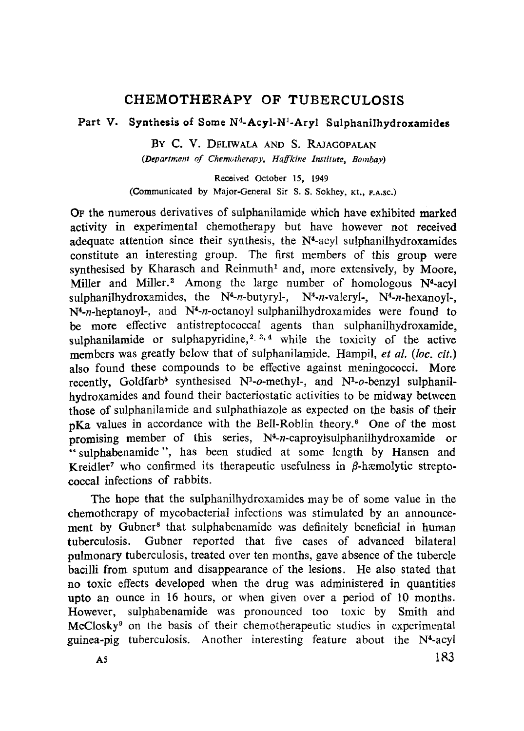# CHEMOTHERAPY OF TUBERCULOSIS

## Part V. Synthesis of Some $N^4$-Acyl-$N^1$-Aryl Sulphanilhydroxamides

BY C. V. DELIWALA AND S. RAJAGOPALAN

*(Department of Chemotherapy, Haffkine Institute, Bombay)*

Received October 15, 1949

(Communicated by Major-General Sir S. S. Sokhey, KT., F.A.SC.)

OF the numerous derivatives of sulphanilamide which have exhibited marked activity in experimental chemotherapy but have however not received adequate attention since their synthesis, the $N^4$-acyl sulphanilhydroxamides constitute an interesting group. The first members of this group were synthesised by Kharasch and Reinmuth[1] and, more extensively, by Moore, Miller and Miller.[2] Among the large number of homologous $N^4$-acyl sulphanilhydroxamides, the $N^4$-*n*-butyryl-, $N^4$-*n*-valeryl-, $N^4$-*n*-hexanoyl-, $N^4$-*n*-heptanoyl-, and $N^4$-*n*-octanoyl sulphanilhydroxamides were found to be more effective antistreptococcal agents than sulphanilhydroxamide, sulphanilamide or sulphapyridine,[2, 3, 4] while the toxicity of the active members was greatly below that of sulphanilamide. Hampil, *et al.* (*loc. cit.*) also found these compounds to be effective against meningococci. More recently, Goldfarb[5] synthesised $N^1$-*o*-methyl-, and $N^1$-*o*-benzyl sulphanilhydroxamides and found their bacteriostatic activities to be midway between those of sulphanilamide and sulphathiazole as expected on the basis of their pKa values in accordance with the Bell-Roblin theory.[6] One of the most promising member of this series, $N^4$-*n*-caproylsulphanilhydroxamide or "sulphabenamide", has been studied at some length by Hansen and Kreidler[7] who confirmed its therapeutic usefulness in $\beta$-hæmolytic streptococcal infections of rabbits.

The hope that the sulphanilhydroxamides may be of some value in the chemotherapy of mycobacterial infections was stimulated by an announcement by Gubner[8] that sulphabenamide was definitely beneficial in human tuberculosis. Gubner reported that five cases of advanced bilateral pulmonary tuberculosis, treated over ten months, gave absence of the tubercle bacilli from sputum and disappearance of the lesions. He also stated that no toxic effects developed when the drug was administered in quantities upto an ounce in 16 hours, or when given over a period of 10 months. However, sulphabenamide was pronounced too toxic by Smith and McClosky[9] on the basis of their chemotherapeutic studies in experimental guinea-pig tuberculosis. Another interesting feature about the $N^4$-acyl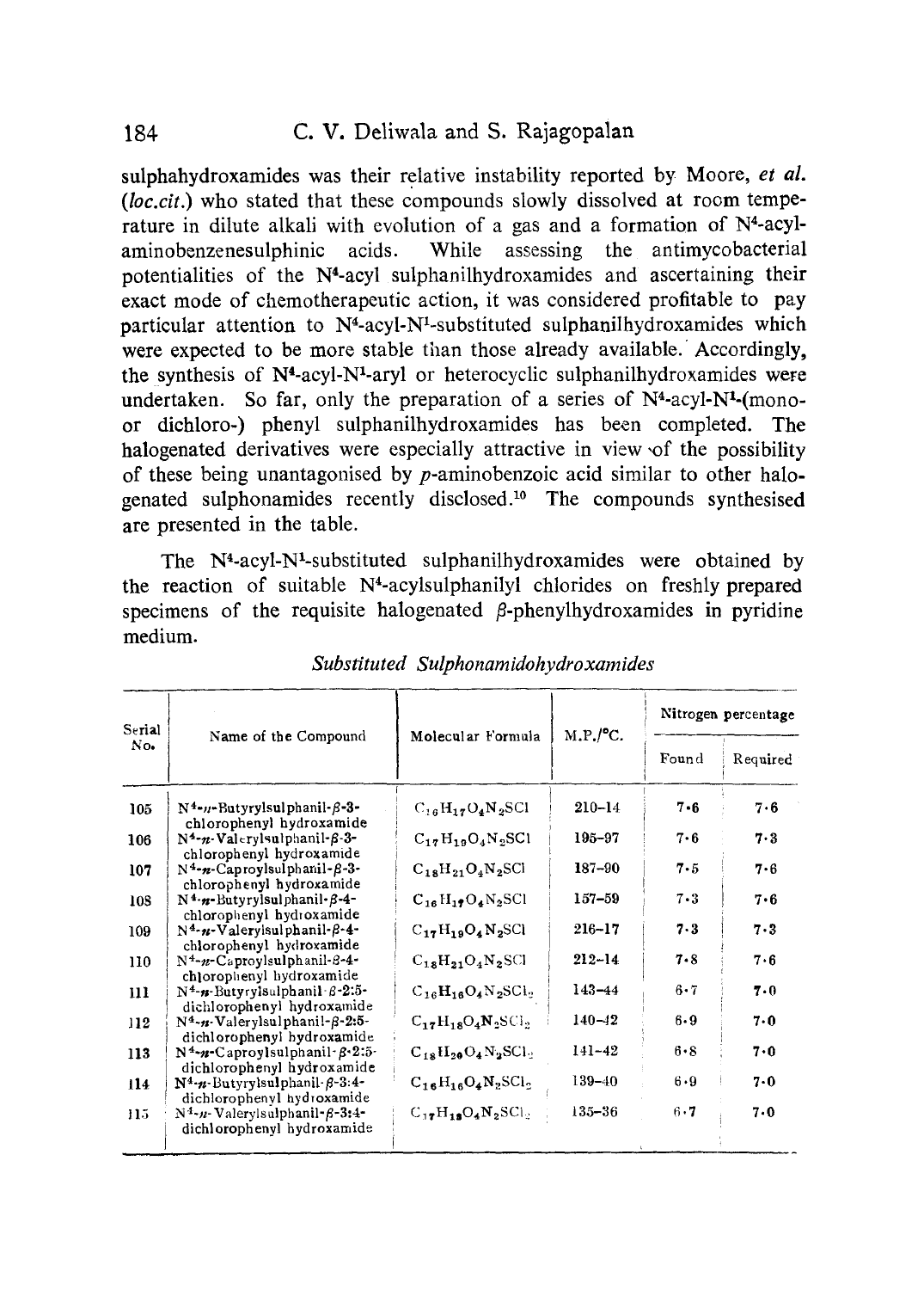sulphahydroxamides was their relative instability reported by Moore, *et al.* (*loc.cit.*) who stated that these compounds slowly dissolved at room temperature in dilute alkali with evolution of a gas and a formation of $N^4$-acylaminobenzenesulphinic acids. While assessing the antimycobacterial potentialities of the $N^4$-acyl sulphanilhydroxamides and ascertaining their exact mode of chemotherapeutic action, it was considered profitable to pay particular attention to $N^4$-acyl-$N^1$-substituted sulphanilhydroxamides which were expected to be more stable than those already available. Accordingly, the synthesis of $N^4$-acyl-$N^1$-aryl or heterocyclic sulphanilhydroxamides were undertaken. So far, only the preparation of a series of $N^4$-acyl-$N^1$-(mono- or dichloro-) phenyl sulphanilhydroxamides has been completed. The halogenated derivatives were especially attractive in view of the possibility of these being unantagonised by *p*-aminobenzoic acid similar to other halogenated sulphonamides recently disclosed.[10] The compounds synthesised are presented in the table.

The $N^4$-acyl-$N^1$-substituted sulphanilhydroxamides were obtained by the reaction of suitable $N^4$-acylsulphanilyl chlorides on freshly prepared specimens of the requisite halogenated β-phenylhydroxamides in pyridine medium.

*Substituted Sulphonamidohydroxamides*

| Serial No. | Name of the Compound | Molecular Formula | M.P./°C. | Nitrogen percentage | |
|---|---|---|---|---|---|
| | | | | Found | Required |
| 105 | $N^4$-*n*-Butyrylsulphanil-β-3-chlorophenyl hydroxamide | $C_{16}H_{17}O_4N_2SCl$ | 210–14 | 7·6 | 7·6 |
| 106 | $N^4$-*n*-Valerylsulphanil-β-3-chlorophenyl hydroxamide | $C_{17}H_{19}O_4N_2SCl$ | 195–97 | 7·6 | 7·3 |
| 107 | $N^4$-*n*-Caproylsulphanil-β-3-chlorophenyl hydroxamide | $C_{18}H_{21}O_4N_2SCl$ | 187–90 | 7·5 | 7·6 |
| 108 | $N^4$-*n*-Butyrylsulphanil-β-4-chlorophenyl hydroxamide | $C_{16}H_{17}O_4N_2SCl$ | 157–59 | 7·3 | 7·6 |
| 109 | $N^4$-*n*-Valerylsulphanil-β-4-chlorophenyl hydroxamide | $C_{17}H_{19}O_4N_2SCl$ | 216–17 | 7·3 | 7·3 |
| 110 | $N^4$-*n*-Caproylsulphanil-β-4-chlorophenyl hydroxamide | $C_{18}H_{21}O_4N_2SCl$ | 212–14 | 7·8 | 7·6 |
| 111 | $N^4$-*n*-Butyrylsulphanil-β-2:5-dichlorophenyl hydroxamide | $C_{16}H_{16}O_4N_2SCl_2$ | 143–44 | 6·7 | 7·0 |
| 112 | $N^4$-*n*-Valerylsulphanil-β-2:5-dichlorophenyl hydroxamide | $C_{17}H_{18}O_4N_2SCl_2$ | 140–42 | 6·9 | 7·0 |
| 113 | $N^4$-*n*-Caproylsulphanil-β-2:5-dichlorophenyl hydroxamide | $C_{18}H_{20}O_4N_2SCl_2$ | 141–42 | 6·8 | 7·0 |
| 114 | $N^4$-*n*-Butyrylsulphanil-β-3:4-dichlorophenyl hydroxamide | $C_{16}H_{16}O_4N_2SCl_2$ | 139–40 | 6·9 | 7·0 |
| 115 | $N^4$-*n*-Valerylsulphanil-β-3:4-dichlorophenyl hydroxamide | $C_{17}H_{18}O_4N_2SCl_2$ | 135–36 | 6·7 | 7·0 |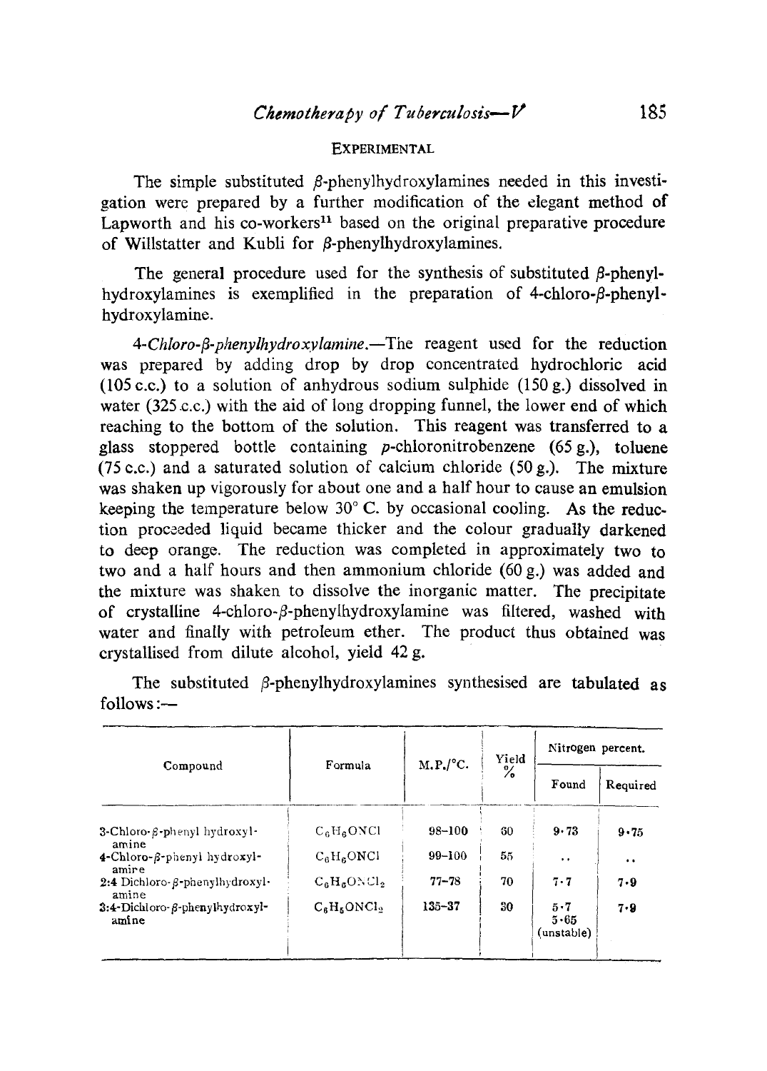## EXPERIMENTAL

The simple substituted β-phenylhydroxylamines needed in this investigation were prepared by a further modification of the elegant method of Lapworth and his co-workers[11] based on the original preparative procedure of Willstatter and Kubli for β-phenylhydroxylamines.

The general procedure used for the synthesis of substituted β-phenylhydroxylamines is exemplified in the preparation of 4-chloro-β-phenylhydroxylamine.

*4-Chloro-β-phenylhydroxylamine.*—The reagent used for the reduction was prepared by adding drop by drop concentrated hydrochloric acid (105 c.c.) to a solution of anhydrous sodium sulphide (150 g.) dissolved in water (325 c.c.) with the aid of long dropping funnel, the lower end of which reaching to the bottom of the solution. This reagent was transferred to a glass stoppered bottle containing *p*-chloronitrobenzene (65 g.), toluene (75 c.c.) and a saturated solution of calcium chloride (50 g.). The mixture was shaken up vigorously for about one and a half hour to cause an emulsion keeping the temperature below 30° C. by occasional cooling. As the reduction proceeded liquid became thicker and the colour gradually darkened to deep orange. The reduction was completed in approximately two to two and a half hours and then ammonium chloride (60 g.) was added and the mixture was shaken to dissolve the inorganic matter. The precipitate of crystalline 4-chloro-β-phenylhydroxylamine was filtered, washed with water and finally with petroleum ether. The product thus obtained was crystallised from dilute alcohol, yield 42 g.

The substituted β-phenylhydroxylamines synthesised are tabulated as follows:—

| Compound | Formula | M.P./°C. | Yield % | Nitrogen percent. | |
|---|---|---|---|---|---|
| | | | | Found | Required |
| 3-Chloro-β-phenyl hydroxylamine | $C_6H_6ONCl$ | 98–100 | 60 | 9·73 | 9·75 |
| 4-Chloro-β-phenyl hydroxylamine | $C_6H_6ONCl$ | 99–100 | 55 | .. | .. |
| 2:4 Dichloro-β-phenylhydroxylamine | $C_6H_6ONCl_2$ | 77–78 | 70 | 7·7 | 7·9 |
| 3:4-Dichloro-β-phenylhydroxylamine | $C_6H_5ONCl_2$ | 135–37 | 30 | 5·7<br>5·65<br>(unstable) | 7·9 |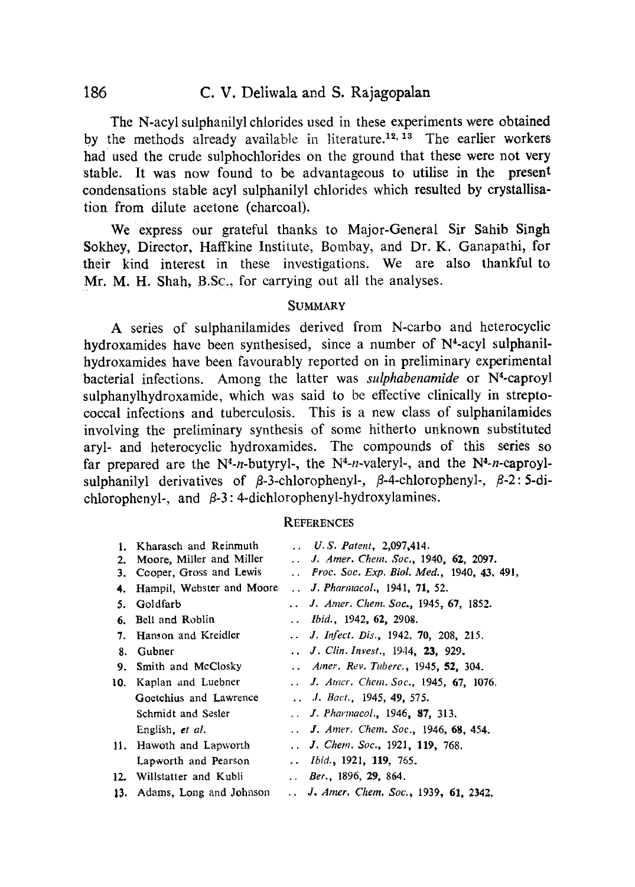The N-acyl sulphanilyl chlorides used in these experiments were obtained by the methods already available in literature.[12, 13] The earlier workers had used the crude sulphochlorides on the ground that these were not very stable. It was now found to be advantageous to utilise in the present condensations stable acyl sulphanilyl chlorides which resulted by crystallisation from dilute acetone (charcoal).

We express our grateful thanks to Major-General Sir Sahib Singh Sokhey, Director, Haffkine Institute, Bombay, and Dr. K. Ganapathi, for their kind interest in these investigations. We are also thankful to Mr. M. H. Shah, B.Sc., for carrying out all the analyses.

## SUMMARY

A series of sulphanilamides derived from N-carbo and heterocyclic hydroxamides have been synthesised, since a number of $N^4$-acyl sulphanilhydroxamides have been favourably reported on in preliminary experimental bacterial infections. Among the latter was *sulphabenamide* or $N^4$-caproyl sulphanylhydroxamide, which was said to be effective clinically in streptococcal infections and tuberculosis. This is a new class of sulphanilamides involving the preliminary synthesis of some hitherto unknown substituted aryl- and heterocyclic hydroxamides. The compounds of this series so far prepared are the $N^4$-*n*-butyryl-, the $N^4$-*n*-valeryl-, and the $N^4$-*n*-caproyl-sulphanilyl derivatives of $\beta$-3-chlorophenyl-, $\beta$-4-chlorophenyl-, $\beta$-2:5-dichlorophenyl-, and $\beta$-3:4-dichlorophenyl-hydroxylamines.

## REFERENCES

1. Kharasch and Reinmuth .. *U.S. Patent*, 2,097,414.
2. Moore, Miller and Miller .. *J. Amer. Chem. Soc.*, 1940, **62**, 2097.
3. Cooper, Gross and Lewis .. *Proc. Soc. Exp. Biol. Med.*, 1940, **43**, 491,
4. Hampil, Webster and Moore .. *J. Pharmacol.*, 1941, **71**, 52.
5. Goldfarb .. *J. Amer. Chem. Soc.*, 1945, **67**, 1852.
6. Bell and Roblin .. *Ibid.*, 1942, **62**, 2908.
7. Hanson and Kreidler .. *J. Infect. Dis.*, 1942. **70**, 208, 215.
8. Gubner .. *J. Clin. Invest.*, 1944, **23**, 929.
9. Smith and McClosky .. *Amer. Rev. Tuberc.*, 1945, **52**, 304.
10. Kaplan and Luebner .. *J. Amer. Chem. Soc.*, 1945, **67**, 1076.
    Goetchius and Lawrence .. *J. Bact.*, 1945, **49**, 575.
    Schmidt and Sesler .. *J. Pharmacol.*, 1946, **87**, 313.
    English, *et al.* .. *J. Amer. Chem. Soc.*, 1946, **68**, 454.
11. Hawoth and Lapworth .. *J. Chem. Soc.*, 1921, **119**, 768.
    Lapworth and Pearson .. *Ibid.*, 1921, **119**, 765.
12. Willstatter and Kubli .. *Ber.*, 1896, **29**, 864.
13. Adams, Long and Johnson .. *J. Amer. Chem. Soc.*, 1939, **61**, 2342.